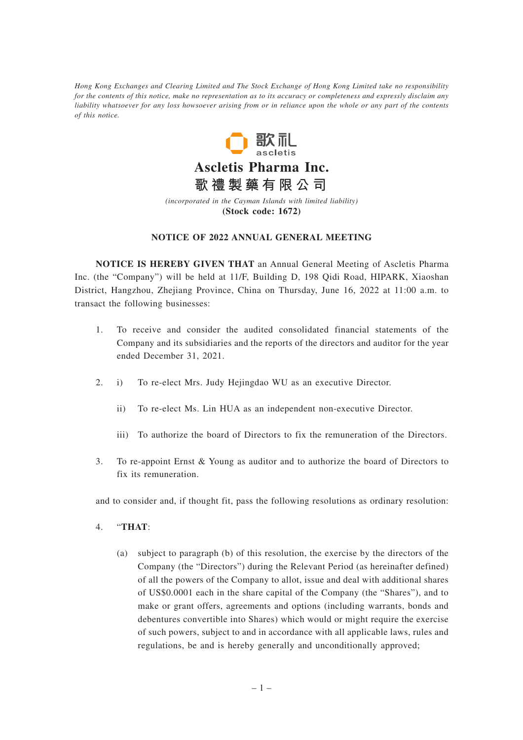*Hong Kong Exchanges and Clearing Limited and The Stock Exchange of Hong Kong Limited take no responsibility for the contents of this notice, make no representation as to its accuracy or completeness and expressly disclaim any liability whatsoever for any loss howsoever arising from or in reliance upon the whole or any part of the contents of this notice.*

歌礼
ascletis

# Ascletis Pharma Inc.
# 歌禮製藥有限公司

*(incorporated in the Cayman Islands with limited liability)*
**(Stock code: 1672)**

## NOTICE OF 2022 ANNUAL GENERAL MEETING

**NOTICE IS HEREBY GIVEN THAT** an Annual General Meeting of Ascletis Pharma Inc. (the "Company") will be held at 11/F, Building D, 198 Qidi Road, HIPARK, Xiaoshan District, Hangzhou, Zhejiang Province, China on Thursday, June 16, 2022 at 11:00 a.m. to transact the following businesses:

1. To receive and consider the audited consolidated financial statements of the Company and its subsidiaries and the reports of the directors and auditor for the year ended December 31, 2021.

2. i) To re-elect Mrs. Judy Hejingdao WU as an executive Director.

   ii) To re-elect Ms. Lin HUA as an independent non-executive Director.

   iii) To authorize the board of Directors to fix the remuneration of the Directors.

3. To re-appoint Ernst & Young as auditor and to authorize the board of Directors to fix its remuneration.

and to consider and, if thought fit, pass the following resolutions as ordinary resolution:

4. "**THAT**:

   (a) subject to paragraph (b) of this resolution, the exercise by the directors of the Company (the "Directors") during the Relevant Period (as hereinafter defined) of all the powers of the Company to allot, issue and deal with additional shares of US$0.0001 each in the share capital of the Company (the "Shares"), and to make or grant offers, agreements and options (including warrants, bonds and debentures convertible into Shares) which would or might require the exercise of such powers, subject to and in accordance with all applicable laws, rules and regulations, be and is hereby generally and unconditionally approved;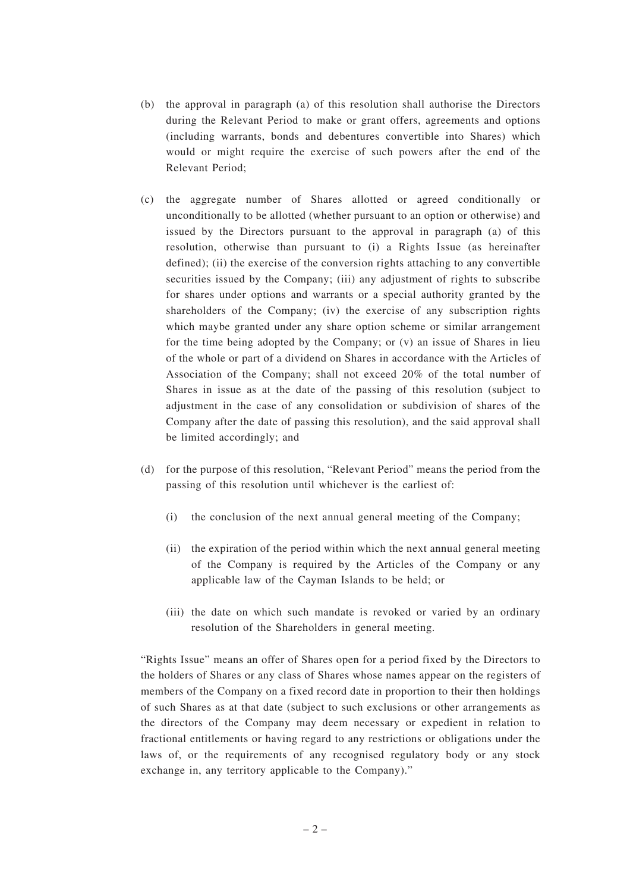(b) the approval in paragraph (a) of this resolution shall authorise the Directors during the Relevant Period to make or grant offers, agreements and options (including warrants, bonds and debentures convertible into Shares) which would or might require the exercise of such powers after the end of the Relevant Period;

(c) the aggregate number of Shares allotted or agreed conditionally or unconditionally to be allotted (whether pursuant to an option or otherwise) and issued by the Directors pursuant to the approval in paragraph (a) of this resolution, otherwise than pursuant to (i) a Rights Issue (as hereinafter defined); (ii) the exercise of the conversion rights attaching to any convertible securities issued by the Company; (iii) any adjustment of rights to subscribe for shares under options and warrants or a special authority granted by the shareholders of the Company; (iv) the exercise of any subscription rights which maybe granted under any share option scheme or similar arrangement for the time being adopted by the Company; or (v) an issue of Shares in lieu of the whole or part of a dividend on Shares in accordance with the Articles of Association of the Company; shall not exceed 20% of the total number of Shares in issue as at the date of the passing of this resolution (subject to adjustment in the case of any consolidation or subdivision of shares of the Company after the date of passing this resolution), and the said approval shall be limited accordingly; and

(d) for the purpose of this resolution, "Relevant Period" means the period from the passing of this resolution until whichever is the earliest of:

   (i) the conclusion of the next annual general meeting of the Company;

   (ii) the expiration of the period within which the next annual general meeting of the Company is required by the Articles of the Company or any applicable law of the Cayman Islands to be held; or

   (iii) the date on which such mandate is revoked or varied by an ordinary resolution of the Shareholders in general meeting.

"Rights Issue" means an offer of Shares open for a period fixed by the Directors to the holders of Shares or any class of Shares whose names appear on the registers of members of the Company on a fixed record date in proportion to their then holdings of such Shares as at that date (subject to such exclusions or other arrangements as the directors of the Company may deem necessary or expedient in relation to fractional entitlements or having regard to any restrictions or obligations under the laws of, or the requirements of any recognised regulatory body or any stock exchange in, any territory applicable to the Company)."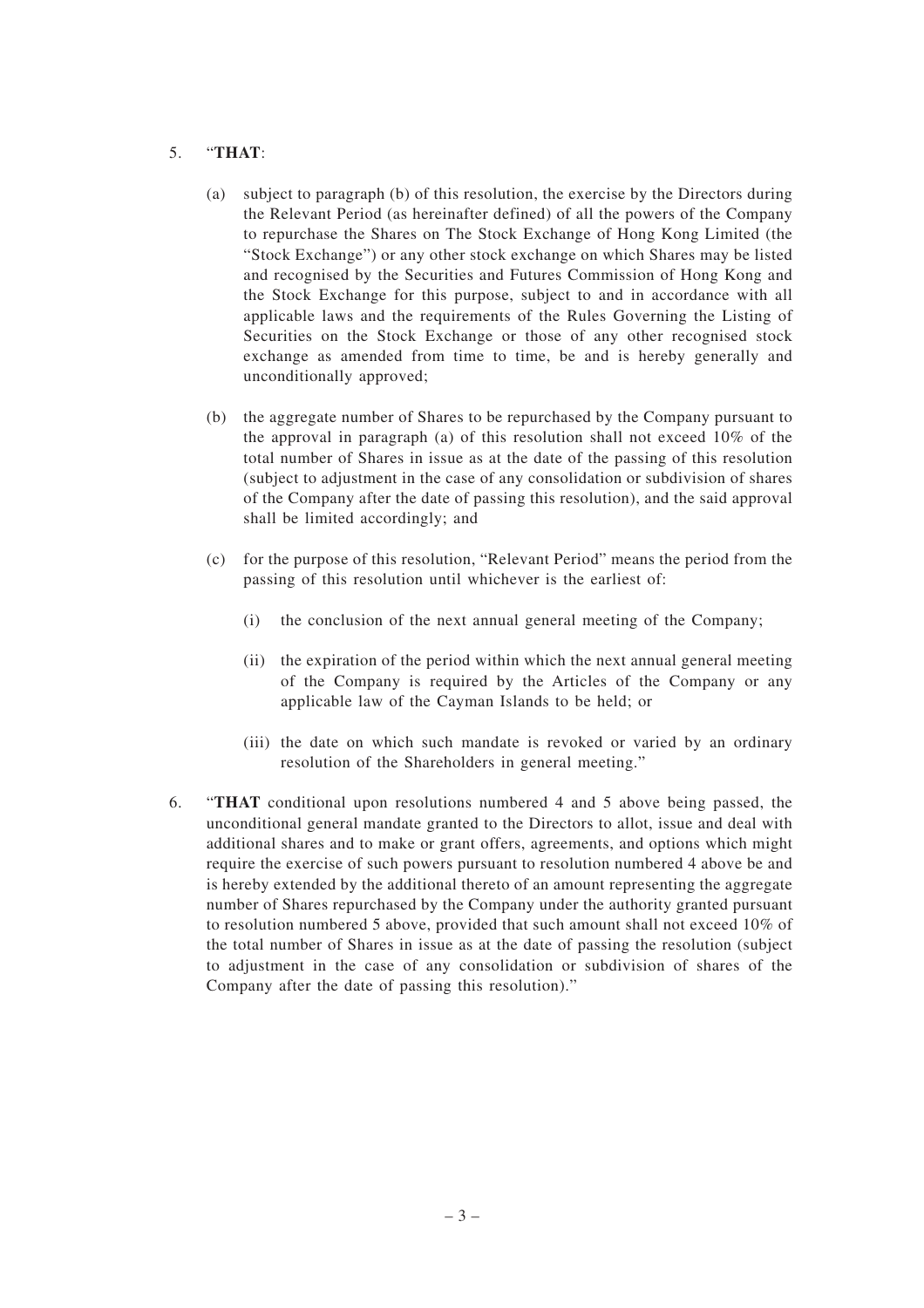5. "**THAT**:

   (a) subject to paragraph (b) of this resolution, the exercise by the Directors during the Relevant Period (as hereinafter defined) of all the powers of the Company to repurchase the Shares on The Stock Exchange of Hong Kong Limited (the "Stock Exchange") or any other stock exchange on which Shares may be listed and recognised by the Securities and Futures Commission of Hong Kong and the Stock Exchange for this purpose, subject to and in accordance with all applicable laws and the requirements of the Rules Governing the Listing of Securities on the Stock Exchange or those of any other recognised stock exchange as amended from time to time, be and is hereby generally and unconditionally approved;

   (b) the aggregate number of Shares to be repurchased by the Company pursuant to the approval in paragraph (a) of this resolution shall not exceed 10% of the total number of Shares in issue as at the date of the passing of this resolution (subject to adjustment in the case of any consolidation or subdivision of shares of the Company after the date of passing this resolution), and the said approval shall be limited accordingly; and

   (c) for the purpose of this resolution, "Relevant Period" means the period from the passing of this resolution until whichever is the earliest of:

      (i) the conclusion of the next annual general meeting of the Company;

      (ii) the expiration of the period within which the next annual general meeting of the Company is required by the Articles of the Company or any applicable law of the Cayman Islands to be held; or

      (iii) the date on which such mandate is revoked or varied by an ordinary resolution of the Shareholders in general meeting."

6. "**THAT** conditional upon resolutions numbered 4 and 5 above being passed, the unconditional general mandate granted to the Directors to allot, issue and deal with additional shares and to make or grant offers, agreements, and options which might require the exercise of such powers pursuant to resolution numbered 4 above be and is hereby extended by the additional thereto of an amount representing the aggregate number of Shares repurchased by the Company under the authority granted pursuant to resolution numbered 5 above, provided that such amount shall not exceed 10% of the total number of Shares in issue as at the date of passing the resolution (subject to adjustment in the case of any consolidation or subdivision of shares of the Company after the date of passing this resolution)."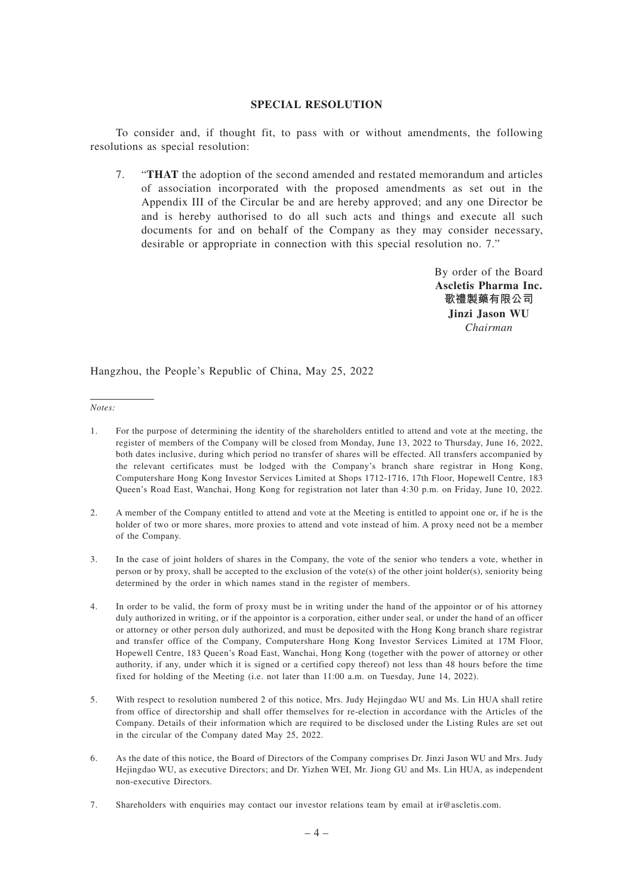## SPECIAL RESOLUTION

To consider and, if thought fit, to pass with or without amendments, the following resolutions as special resolution:

7. "**THAT** the adoption of the second amended and restated memorandum and articles of association incorporated with the proposed amendments as set out in the Appendix III of the Circular be and are hereby approved; and any one Director be and is hereby authorised to do all such acts and things and execute all such documents for and on behalf of the Company as they may consider necessary, desirable or appropriate in connection with this special resolution no. 7."

By order of the Board
**Ascletis Pharma Inc.**
**歌禮製藥有限公司**
**Jinzi Jason WU**
*Chairman*

Hangzhou, the People's Republic of China, May 25, 2022

*Notes:*

1. For the purpose of determining the identity of the shareholders entitled to attend and vote at the meeting, the register of members of the Company will be closed from Monday, June 13, 2022 to Thursday, June 16, 2022, both dates inclusive, during which period no transfer of shares will be effected. All transfers accompanied by the relevant certificates must be lodged with the Company's branch share registrar in Hong Kong, Computershare Hong Kong Investor Services Limited at Shops 1712-1716, 17th Floor, Hopewell Centre, 183 Queen's Road East, Wanchai, Hong Kong for registration not later than 4:30 p.m. on Friday, June 10, 2022.

2. A member of the Company entitled to attend and vote at the Meeting is entitled to appoint one or, if he is the holder of two or more shares, more proxies to attend and vote instead of him. A proxy need not be a member of the Company.

3. In the case of joint holders of shares in the Company, the vote of the senior who tenders a vote, whether in person or by proxy, shall be accepted to the exclusion of the vote(s) of the other joint holder(s), seniority being determined by the order in which names stand in the register of members.

4. In order to be valid, the form of proxy must be in writing under the hand of the appointor or of his attorney duly authorized in writing, or if the appointor is a corporation, either under seal, or under the hand of an officer or attorney or other person duly authorized, and must be deposited with the Hong Kong branch share registrar and transfer office of the Company, Computershare Hong Kong Investor Services Limited at 17M Floor, Hopewell Centre, 183 Queen's Road East, Wanchai, Hong Kong (together with the power of attorney or other authority, if any, under which it is signed or a certified copy thereof) not less than 48 hours before the time fixed for holding of the Meeting (i.e. not later than 11:00 a.m. on Tuesday, June 14, 2022).

5. With respect to resolution numbered 2 of this notice, Mrs. Judy Hejingdao WU and Ms. Lin HUA shall retire from office of directorship and shall offer themselves for re-election in accordance with the Articles of the Company. Details of their information which are required to be disclosed under the Listing Rules are set out in the circular of the Company dated May 25, 2022.

6. As the date of this notice, the Board of Directors of the Company comprises Dr. Jinzi Jason WU and Mrs. Judy Hejingdao WU, as executive Directors; and Dr. Yizhen WEI, Mr. Jiong GU and Ms. Lin HUA, as independent non-executive Directors.

7. Shareholders with enquiries may contact our investor relations team by email at ir@ascletis.com.